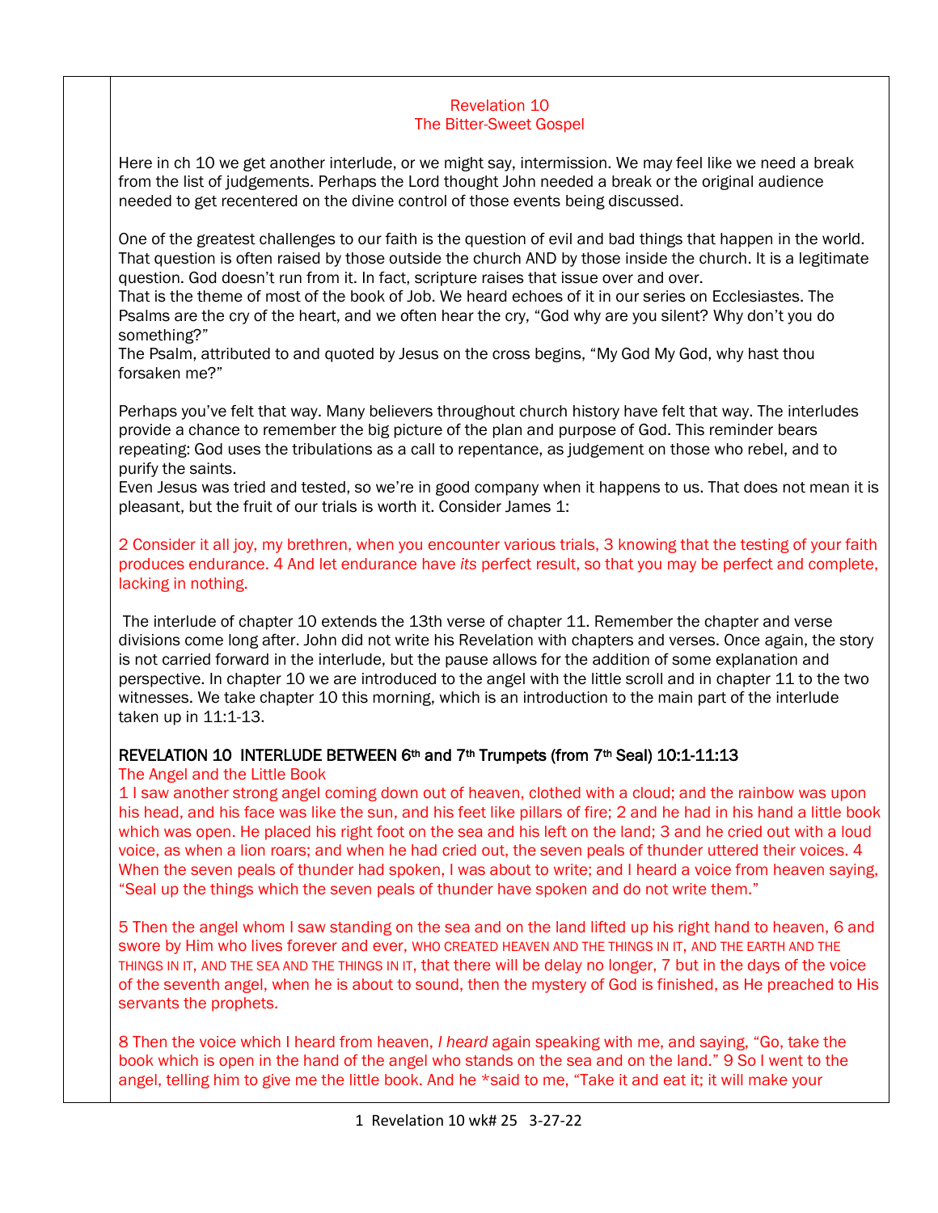# Revelation 10
## The Bitter-Sweet Gospel

Here in ch 10 we get another interlude, or we might say, intermission. We may feel like we need a break from the list of judgements. Perhaps the Lord thought John needed a break or the original audience needed to get recentered on the divine control of those events being discussed.

One of the greatest challenges to our faith is the question of evil and bad things that happen in the world. That question is often raised by those outside the church AND by those inside the church. It is a legitimate question. God doesn't run from it. In fact, scripture raises that issue over and over.
That is the theme of most of the book of Job. We heard echoes of it in our series on Ecclesiastes. The Psalms are the cry of the heart, and we often hear the cry, "God why are you silent? Why don't you do something?"
The Psalm, attributed to and quoted by Jesus on the cross begins, "My God My God, why hast thou forsaken me?"

Perhaps you've felt that way. Many believers throughout church history have felt that way. The interludes provide a chance to remember the big picture of the plan and purpose of God. This reminder bears repeating: God uses the tribulations as a call to repentance, as judgement on those who rebel, and to purify the saints.
Even Jesus was tried and tested, so we're in good company when it happens to us. That does not mean it is pleasant, but the fruit of our trials is worth it. Consider James 1:

2 Consider it all joy, my brethren, when you encounter various trials, 3 knowing that the testing of your faith produces endurance. 4 And let endurance have *its* perfect result, so that you may be perfect and complete, lacking in nothing.

The interlude of chapter 10 extends the 13th verse of chapter 11. Remember the chapter and verse divisions come long after. John did not write his Revelation with chapters and verses. Once again, the story is not carried forward in the interlude, but the pause allows for the addition of some explanation and perspective. In chapter 10 we are introduced to the angel with the little scroll and in chapter 11 to the two witnesses. We take chapter 10 this morning, which is an introduction to the main part of the interlude taken up in 11:1-13.

### REVELATION 10 INTERLUDE BETWEEN 6th and 7th Trumpets (from 7th Seal) 10:1-11:13

The Angel and the Little Book

1 I saw another strong angel coming down out of heaven, clothed with a cloud; and the rainbow was upon his head, and his face was like the sun, and his feet like pillars of fire; 2 and he had in his hand a little book which was open. He placed his right foot on the sea and his left on the land; 3 and he cried out with a loud voice, as when a lion roars; and when he had cried out, the seven peals of thunder uttered their voices. 4 When the seven peals of thunder had spoken, I was about to write; and I heard a voice from heaven saying, "Seal up the things which the seven peals of thunder have spoken and do not write them."

5 Then the angel whom I saw standing on the sea and on the land lifted up his right hand to heaven, 6 and swore by Him who lives forever and ever, WHO CREATED HEAVEN AND THE THINGS IN IT, AND THE EARTH AND THE THINGS IN IT, AND THE SEA AND THE THINGS IN IT, that there will be delay no longer, 7 but in the days of the voice of the seventh angel, when he is about to sound, then the mystery of God is finished, as He preached to His servants the prophets.

8 Then the voice which I heard from heaven, *I heard* again speaking with me, and saying, "Go, take the book which is open in the hand of the angel who stands on the sea and on the land." 9 So I went to the angel, telling him to give me the little book. And he *said to me, "Take it and eat it; it will make your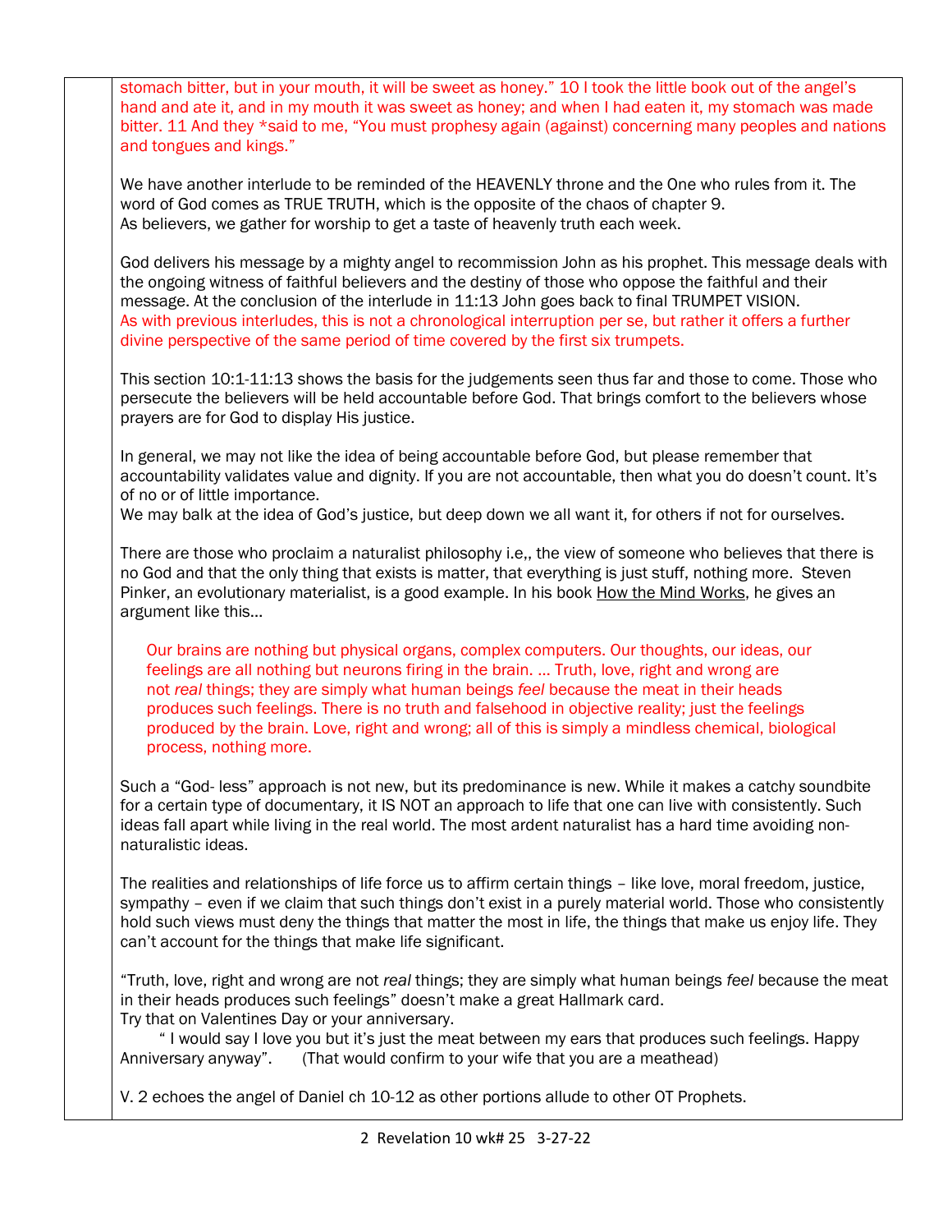stomach bitter, but in your mouth, it will be sweet as honey." 10 I took the little book out of the angel's hand and ate it, and in my mouth it was sweet as honey; and when I had eaten it, my stomach was made bitter. 11 And they *said to me, "You must prophesy again (against) concerning many peoples and nations and tongues and kings."

We have another interlude to be reminded of the HEAVENLY throne and the One who rules from it. The word of God comes as TRUE TRUTH, which is the opposite of the chaos of chapter 9.
As believers, we gather for worship to get a taste of heavenly truth each week.

God delivers his message by a mighty angel to recommission John as his prophet. This message deals with the ongoing witness of faithful believers and the destiny of those who oppose the faithful and their message. At the conclusion of the interlude in 11:13 John goes back to final TRUMPET VISION.
As with previous interludes, this is not a chronological interruption per se, but rather it offers a further divine perspective of the same period of time covered by the first six trumpets.

This section 10:1-11:13 shows the basis for the judgements seen thus far and those to come. Those who persecute the believers will be held accountable before God. That brings comfort to the believers whose prayers are for God to display His justice.

In general, we may not like the idea of being accountable before God, but please remember that accountability validates value and dignity. If you are not accountable, then what you do doesn't count. It's of no or of little importance.
We may balk at the idea of God's justice, but deep down we all want it, for others if not for ourselves.

There are those who proclaim a naturalist philosophy i.e,, the view of someone who believes that there is no God and that the only thing that exists is matter, that everything is just stuff, nothing more. Steven Pinker, an evolutionary materialist, is a good example. In his book How the Mind Works, he gives an argument like this…

> Our brains are nothing but physical organs, complex computers. Our thoughts, our ideas, our feelings are all nothing but neurons firing in the brain. … Truth, love, right and wrong are not *real* things; they are simply what human beings *feel* because the meat in their heads produces such feelings. There is no truth and falsehood in objective reality; just the feelings produced by the brain. Love, right and wrong; all of this is simply a mindless chemical, biological process, nothing more.

Such a "God- less" approach is not new, but its predominance is new. While it makes a catchy soundbite for a certain type of documentary, it IS NOT an approach to life that one can live with consistently. Such ideas fall apart while living in the real world. The most ardent naturalist has a hard time avoiding non-naturalistic ideas.

The realities and relationships of life force us to affirm certain things – like love, moral freedom, justice, sympathy – even if we claim that such things don't exist in a purely material world. Those who consistently hold such views must deny the things that matter the most in life, the things that make us enjoy life. They can't account for the things that make life significant.

"Truth, love, right and wrong are not *real* things; they are simply what human beings *feel* because the meat in their heads produces such feelings" doesn't make a great Hallmark card.
Try that on Valentines Day or your anniversary.
" I would say I love you but it's just the meat between my ears that produces such feelings. Happy Anniversary anyway". (That would confirm to your wife that you are a meathead)

V. 2 echoes the angel of Daniel ch 10-12 as other portions allude to other OT Prophets.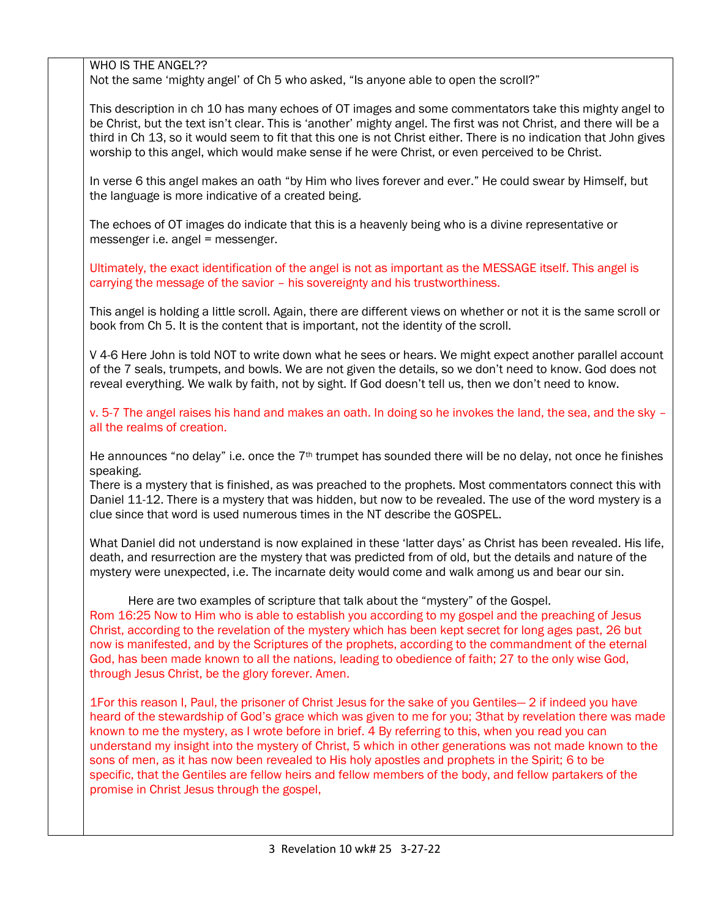WHO IS THE ANGEL??
Not the same 'mighty angel' of Ch 5 who asked, "Is anyone able to open the scroll?"

This description in ch 10 has many echoes of OT images and some commentators take this mighty angel to be Christ, but the text isn't clear. This is 'another' mighty angel. The first was not Christ, and there will be a third in Ch 13, so it would seem to fit that this one is not Christ either. There is no indication that John gives worship to this angel, which would make sense if he were Christ, or even perceived to be Christ.

In verse 6 this angel makes an oath "by Him who lives forever and ever." He could swear by Himself, but the language is more indicative of a created being.

The echoes of OT images do indicate that this is a heavenly being who is a divine representative or messenger i.e. angel = messenger.

Ultimately, the exact identification of the angel is not as important as the MESSAGE itself. This angel is carrying the message of the savior – his sovereignty and his trustworthiness.

This angel is holding a little scroll. Again, there are different views on whether or not it is the same scroll or book from Ch 5. It is the content that is important, not the identity of the scroll.

V 4-6 Here John is told NOT to write down what he sees or hears. We might expect another parallel account of the 7 seals, trumpets, and bowls. We are not given the details, so we don't need to know. God does not reveal everything. We walk by faith, not by sight. If God doesn't tell us, then we don't need to know.

v. 5-7 The angel raises his hand and makes an oath. In doing so he invokes the land, the sea, and the sky – all the realms of creation.

He announces "no delay" i.e. once the 7th trumpet has sounded there will be no delay, not once he finishes speaking.
There is a mystery that is finished, as was preached to the prophets. Most commentators connect this with Daniel 11-12. There is a mystery that was hidden, but now to be revealed. The use of the word mystery is a clue since that word is used numerous times in the NT describe the GOSPEL.

What Daniel did not understand is now explained in these 'latter days' as Christ has been revealed. His life, death, and resurrection are the mystery that was predicted from of old, but the details and nature of the mystery were unexpected, i.e. The incarnate deity would come and walk among us and bear our sin.

Here are two examples of scripture that talk about the "mystery" of the Gospel.
Rom 16:25 Now to Him who is able to establish you according to my gospel and the preaching of Jesus Christ, according to the revelation of the mystery which has been kept secret for long ages past, 26 but now is manifested, and by the Scriptures of the prophets, according to the commandment of the eternal God, has been made known to all the nations, leading to obedience of faith; 27 to the only wise God, through Jesus Christ, be the glory forever. Amen.

1For this reason I, Paul, the prisoner of Christ Jesus for the sake of you Gentiles— 2 if indeed you have heard of the stewardship of God's grace which was given to me for you; 3that by revelation there was made known to me the mystery, as I wrote before in brief. 4 By referring to this, when you read you can understand my insight into the mystery of Christ, 5 which in other generations was not made known to the sons of men, as it has now been revealed to His holy apostles and prophets in the Spirit; 6 to be specific, that the Gentiles are fellow heirs and fellow members of the body, and fellow partakers of the promise in Christ Jesus through the gospel,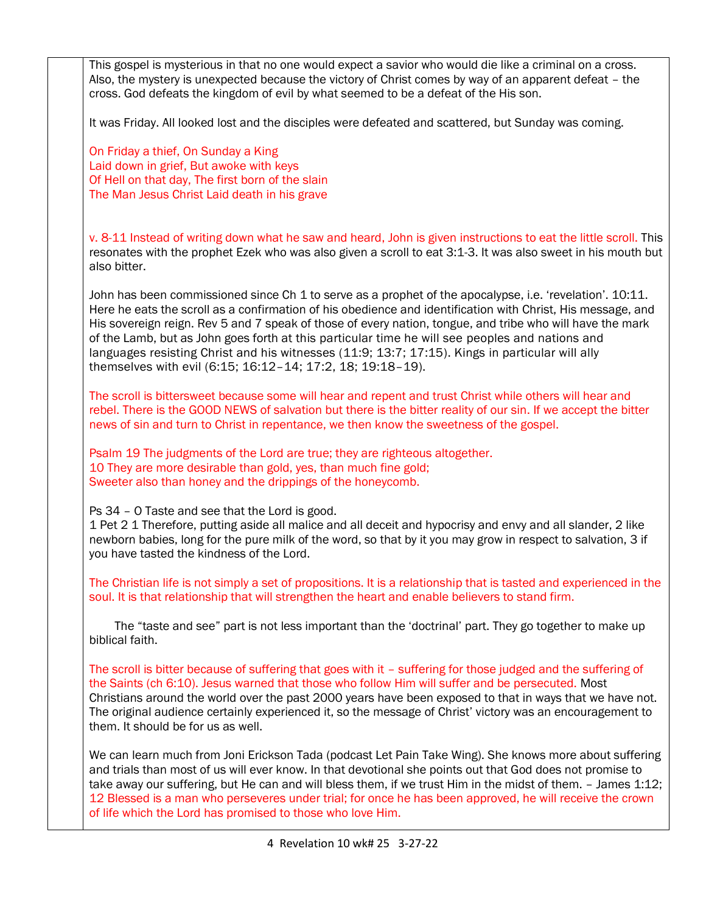This gospel is mysterious in that no one would expect a savior who would die like a criminal on a cross. Also, the mystery is unexpected because the victory of Christ comes by way of an apparent defeat – the cross. God defeats the kingdom of evil by what seemed to be a defeat of the His son.

It was Friday. All looked lost and the disciples were defeated and scattered, but Sunday was coming.

On Friday a thief, On Sunday a King
Laid down in grief, But awoke with keys
Of Hell on that day, The first born of the slain
The Man Jesus Christ Laid death in his grave

v. 8-11 Instead of writing down what he saw and heard, John is given instructions to eat the little scroll. This resonates with the prophet Ezek who was also given a scroll to eat 3:1-3. It was also sweet in his mouth but also bitter.

John has been commissioned since Ch 1 to serve as a prophet of the apocalypse, i.e. 'revelation'. 10:11. Here he eats the scroll as a confirmation of his obedience and identification with Christ, His message, and His sovereign reign. Rev 5 and 7 speak of those of every nation, tongue, and tribe who will have the mark of the Lamb, but as John goes forth at this particular time he will see peoples and nations and languages resisting Christ and his witnesses (11:9; 13:7; 17:15). Kings in particular will ally themselves with evil (6:15; 16:12–14; 17:2, 18; 19:18–19).

The scroll is bittersweet because some will hear and repent and trust Christ while others will hear and rebel. There is the GOOD NEWS of salvation but there is the bitter reality of our sin. If we accept the bitter news of sin and turn to Christ in repentance, we then know the sweetness of the gospel.

Psalm 19 The judgments of the Lord are true; they are righteous altogether.
10 They are more desirable than gold, yes, than much fine gold;
Sweeter also than honey and the drippings of the honeycomb.

Ps 34 – O Taste and see that the Lord is good.
1 Pet 2 1 Therefore, putting aside all malice and all deceit and hypocrisy and envy and all slander, 2 like newborn babies, long for the pure milk of the word, so that by it you may grow in respect to salvation, 3 if you have tasted the kindness of the Lord.

The Christian life is not simply a set of propositions. It is a relationship that is tasted and experienced in the soul. It is that relationship that will strengthen the heart and enable believers to stand firm.

The "taste and see" part is not less important than the 'doctrinal' part. They go together to make up biblical faith.

The scroll is bitter because of suffering that goes with it – suffering for those judged and the suffering of the Saints (ch 6:10). Jesus warned that those who follow Him will suffer and be persecuted. Most Christians around the world over the past 2000 years have been exposed to that in ways that we have not. The original audience certainly experienced it, so the message of Christ' victory was an encouragement to them. It should be for us as well.

We can learn much from Joni Erickson Tada (podcast Let Pain Take Wing). She knows more about suffering and trials than most of us will ever know. In that devotional she points out that God does not promise to take away our suffering, but He can and will bless them, if we trust Him in the midst of them. – James 1:12; 12 Blessed is a man who perseveres under trial; for once he has been approved, he will receive the crown of life which the Lord has promised to those who love Him.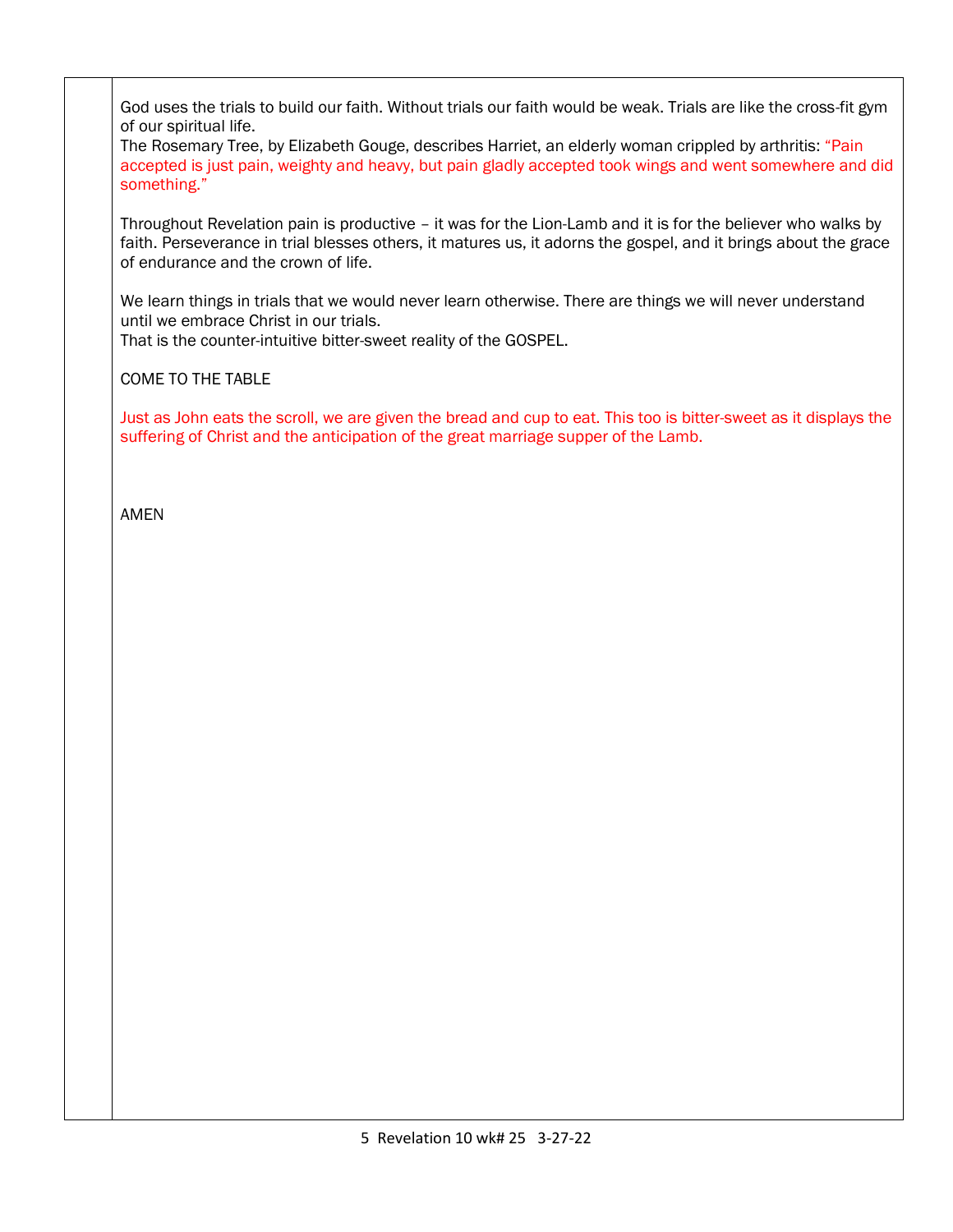God uses the trials to build our faith. Without trials our faith would be weak. Trials are like the cross-fit gym of our spiritual life.
The Rosemary Tree, by Elizabeth Gouge, describes Harriet, an elderly woman crippled by arthritis: "Pain accepted is just pain, weighty and heavy, but pain gladly accepted took wings and went somewhere and did something."

Throughout Revelation pain is productive – it was for the Lion-Lamb and it is for the believer who walks by faith. Perseverance in trial blesses others, it matures us, it adorns the gospel, and it brings about the grace of endurance and the crown of life.

We learn things in trials that we would never learn otherwise. There are things we will never understand until we embrace Christ in our trials.
That is the counter-intuitive bitter-sweet reality of the GOSPEL.

COME TO THE TABLE

Just as John eats the scroll, we are given the bread and cup to eat. This too is bitter-sweet as it displays the suffering of Christ and the anticipation of the great marriage supper of the Lamb.

AMEN